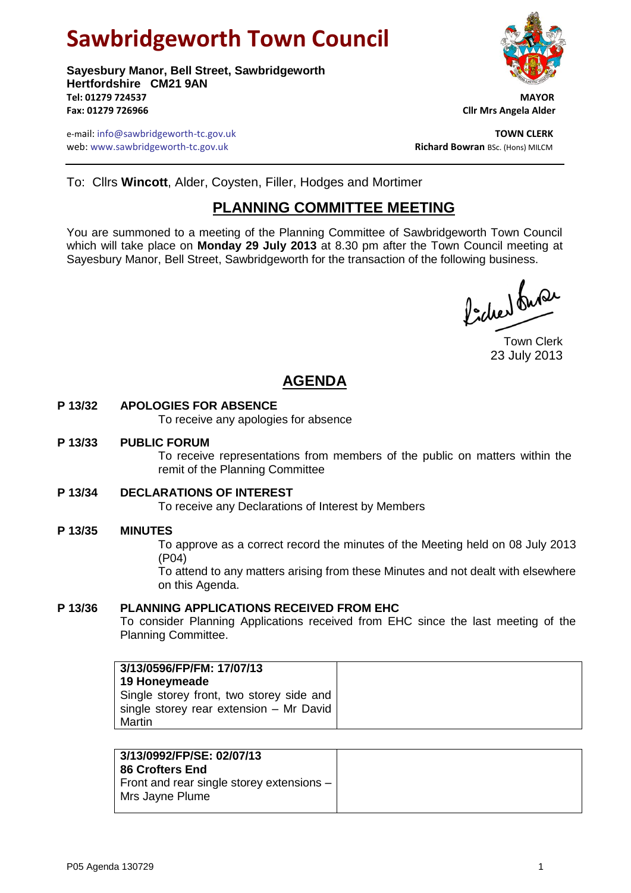# Sawbridgeworth Town Council

**Sayesbury Manor, Bell Street, Sawbridgeworth**
**Hertfordshire CM21 9AN**
**Tel: 01279 724537**
**Fax: 01279 726966**

e-mail: info@sawbridgeworth-tc.gov.uk
web: www.sawbridgeworth-tc.gov.uk

**MAYOR**
**Cllr Mrs Angela Alder**

**TOWN CLERK**
**Richard Bowran** BSc. (Hons) MILCM

To: Cllrs **Wincott**, Alder, Coysten, Filler, Hodges and Mortimer

## PLANNING COMMITTEE MEETING

You are summoned to a meeting of the Planning Committee of Sawbridgeworth Town Council which will take place on **Monday 29 July 2013** at 8.30 pm after the Town Council meeting at Sayesbury Manor, Bell Street, Sawbridgeworth for the transaction of the following business.

Town Clerk
23 July 2013

## AGENDA

**P 13/32 APOLOGIES FOR ABSENCE**
To receive any apologies for absence

**P 13/33 PUBLIC FORUM**
To receive representations from members of the public on matters within the remit of the Planning Committee

**P 13/34 DECLARATIONS OF INTEREST**
To receive any Declarations of Interest by Members

**P 13/35 MINUTES**
To approve as a correct record the minutes of the Meeting held on 08 July 2013 (P04)
To attend to any matters arising from these Minutes and not dealt with elsewhere on this Agenda.

**P 13/36 PLANNING APPLICATIONS RECEIVED FROM EHC**
To consider Planning Applications received from EHC since the last meeting of the Planning Committee.

| **3/13/0596/FP/FM: 17/07/13**<br>**19 Honeymeade**<br>Single storey front, two storey side and single storey rear extension – Mr David Martin | |
|---|---|

| **3/13/0992/FP/SE: 02/07/13**<br>**86 Crofters End**<br>Front and rear single storey extensions – Mrs Jayne Plume | |
|---|---|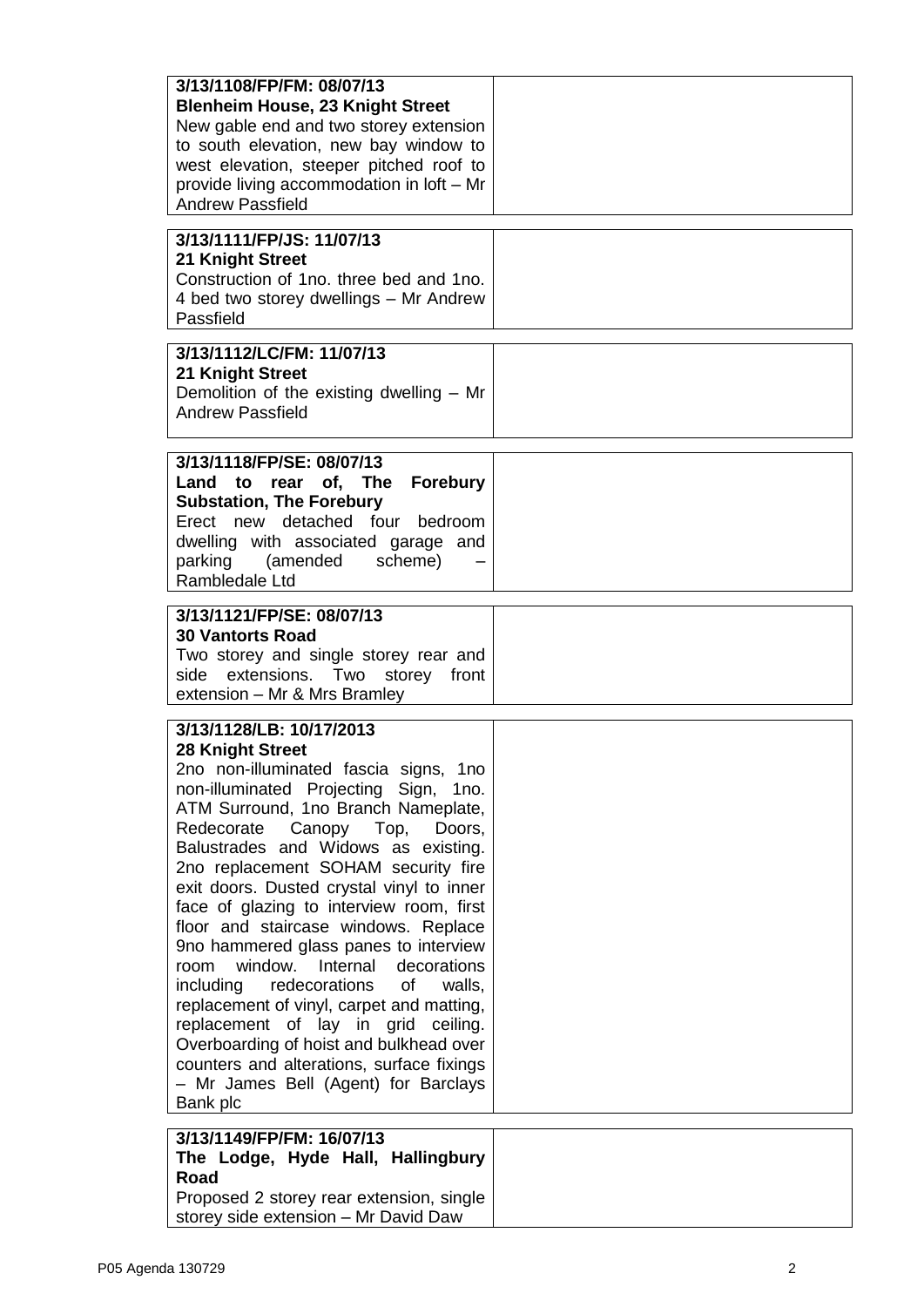| | |
|---|---|
| **3/13/1108/FP/FM: 08/07/13**<br>**Blenheim House, 23 Knight Street**<br>New gable end and two storey extension to south elevation, new bay window to west elevation, steeper pitched roof to provide living accommodation in loft – Mr Andrew Passfield | |

| | |
|---|---|
| **3/13/1111/FP/JS: 11/07/13**<br>**21 Knight Street**<br>Construction of 1no. three bed and 1no. 4 bed two storey dwellings – Mr Andrew Passfield | |

| | |
|---|---|
| **3/13/1112/LC/FM: 11/07/13**<br>**21 Knight Street**<br>Demolition of the existing dwelling – Mr Andrew Passfield | |

| | |
|---|---|
| **3/13/1118/FP/SE: 08/07/13**<br>**Land to rear of, The Forebury Substation, The Forebury**<br>Erect new detached four bedroom dwelling with associated garage and parking (amended scheme) – Rambledale Ltd | |

| | |
|---|---|
| **3/13/1121/FP/SE: 08/07/13**<br>**30 Vantorts Road**<br>Two storey and single storey rear and side extensions. Two storey front extension – Mr & Mrs Bramley | |

| | |
|---|---|
| **3/13/1128/LB: 10/17/2013**<br>**28 Knight Street**<br>2no non-illuminated fascia signs, 1no non-illuminated Projecting Sign, 1no. ATM Surround, 1no Branch Nameplate, Redecorate Canopy Top, Doors, Balustrades and Widows as existing. 2no replacement SOHAM security fire exit doors. Dusted crystal vinyl to inner face of glazing to interview room, first floor and staircase windows. Replace 9no hammered glass panes to interview room window. Internal decorations including redecorations of walls, replacement of vinyl, carpet and matting, replacement of lay in grid ceiling. Overboarding of hoist and bulkhead over counters and alterations, surface fixings – Mr James Bell (Agent) for Barclays Bank plc | |

| | |
|---|---|
| **3/13/1149/FP/FM: 16/07/13**<br>**The Lodge, Hyde Hall, Hallingbury Road**<br>Proposed 2 storey rear extension, single storey side extension – Mr David Daw | |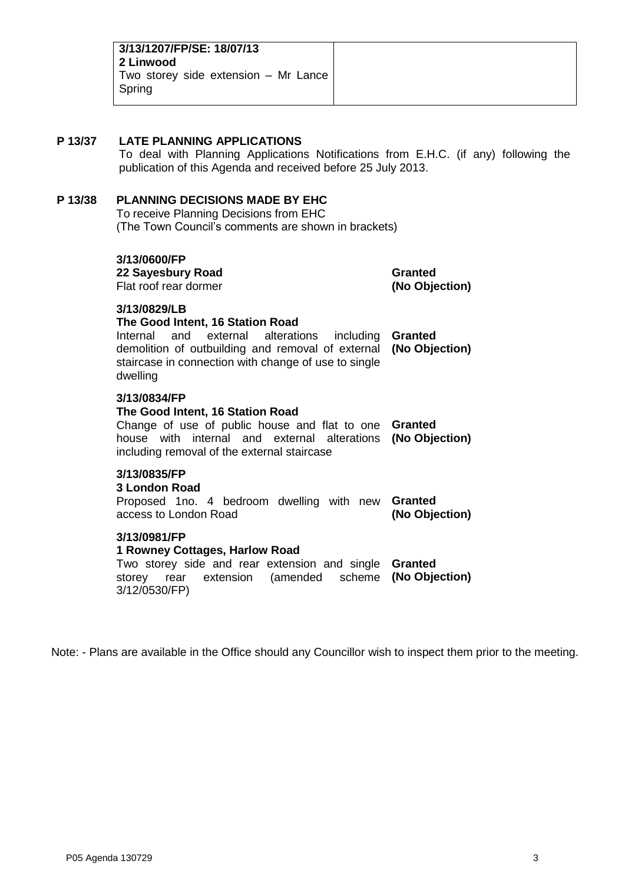| | |
|---|---|
| **3/13/1207/FP/SE: 18/07/13**<br>**2 Linwood**<br>Two storey side extension – Mr Lance Spring | |

## P 13/37 LATE PLANNING APPLICATIONS

To deal with Planning Applications Notifications from E.H.C. (if any) following the publication of this Agenda and received before 25 July 2013.

## P 13/38 PLANNING DECISIONS MADE BY EHC

To receive Planning Decisions from EHC
(The Town Council's comments are shown in brackets)

| | |
|---|---|
| **3/13/0600/FP**<br>**22 Sayesbury Road**<br>Flat roof rear dormer | **Granted**<br>**(No Objection)** |
| **3/13/0829/LB**<br>**The Good Intent, 16 Station Road**<br>Internal and external alterations including demolition of outbuilding and removal of external staircase in connection with change of use to single dwelling | **Granted**<br>**(No Objection)** |
| **3/13/0834/FP**<br>**The Good Intent, 16 Station Road**<br>Change of use of public house and flat to one house with internal and external alterations including removal of the external staircase | **Granted**<br>**(No Objection)** |
| **3/13/0835/FP**<br>**3 London Road**<br>Proposed 1no. 4 bedroom dwelling with new access to London Road | **Granted**<br>**(No Objection)** |
| **3/13/0981/FP**<br>**1 Rowney Cottages, Harlow Road**<br>Two storey side and rear extension and single storey rear extension (amended scheme 3/12/0530/FP) | **Granted**<br>**(No Objection)** |

Note: - Plans are available in the Office should any Councillor wish to inspect them prior to the meeting.